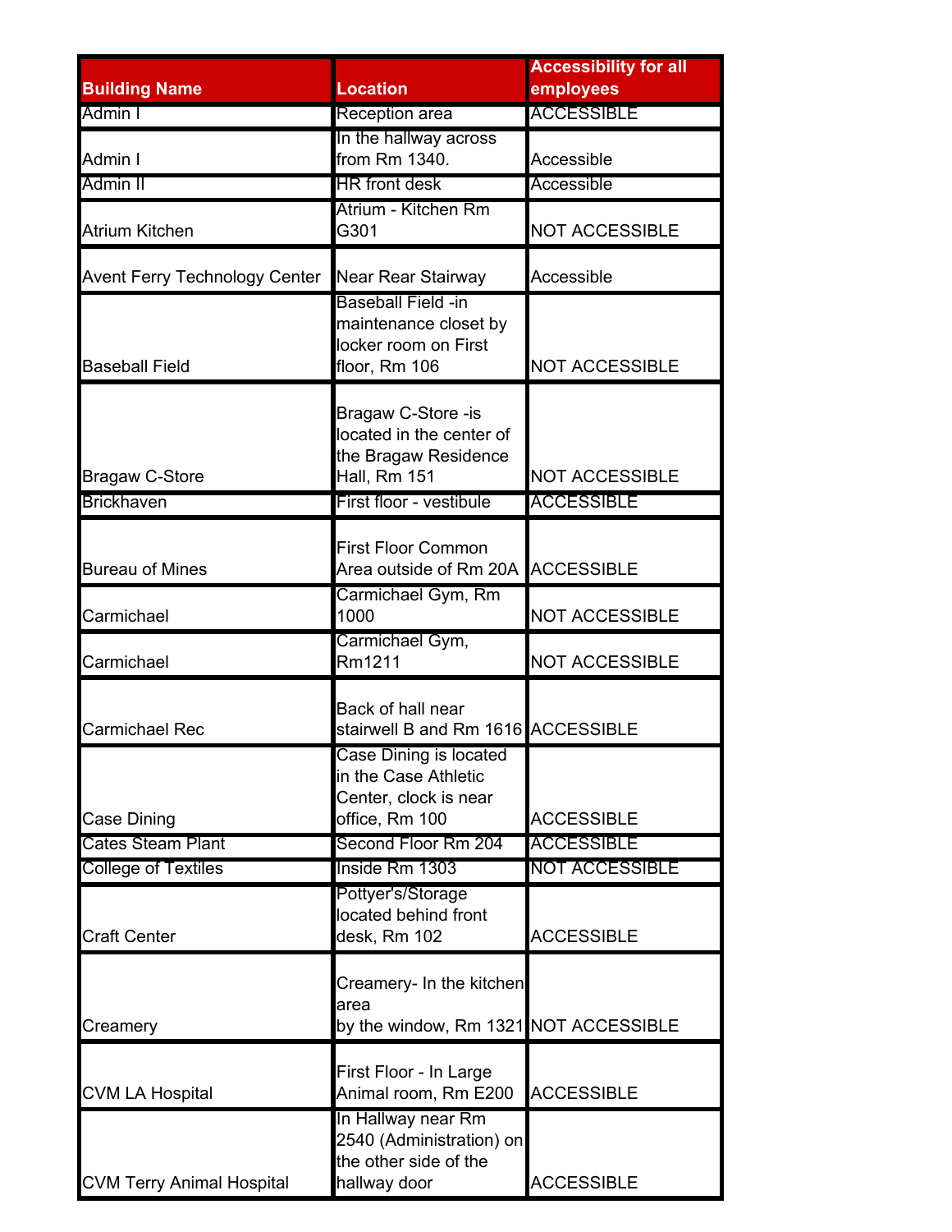| Building Name | Location | Accessibility for all employees |
|---|---|---|
| Admin I | Reception area | ACCESSIBLE |
| Admin I | In the hallway across from Rm 1340. | Accessible |
| Admin II | HR front desk | Accessible |
| Atrium Kitchen | Atrium - Kitchen Rm G301 | NOT ACCESSIBLE |
| Avent Ferry Technology Center | Near Rear Stairway | Accessible |
| Baseball Field | Baseball Field -in maintenance closet by locker room on First floor, Rm 106 | NOT ACCESSIBLE |
| Bragaw C-Store | Bragaw C-Store -is located in the center of the Bragaw Residence Hall, Rm 151 | NOT ACCESSIBLE |
| Brickhaven | First floor - vestibule | ACCESSIBLE |
| Bureau of Mines | First Floor Common Area outside of Rm 20A | ACCESSIBLE |
| Carmichael | Carmichael Gym, Rm 1000 | NOT ACCESSIBLE |
| Carmichael | Carmichael Gym, Rm1211 | NOT ACCESSIBLE |
| Carmichael Rec | Back of hall near stairwell B and Rm 1616 | ACCESSIBLE |
| Case Dining | Case Dining is located in the Case Athletic Center, clock is near office, Rm 100 | ACCESSIBLE |
| Cates Steam Plant | Second Floor Rm 204 | ACCESSIBLE |
| College of Textiles | Inside Rm 1303 | NOT ACCESSIBLE |
| Craft Center | Pottyer's/Storage located behind front desk, Rm 102 | ACCESSIBLE |
| Creamery | Creamery- In the kitchen area by the window, Rm 1321 | NOT ACCESSIBLE |
| CVM LA Hospital | First Floor - In Large Animal room, Rm E200 | ACCESSIBLE |
| CVM Terry Animal Hospital | In Hallway near Rm 2540 (Administration) on the other side of the hallway door | ACCESSIBLE |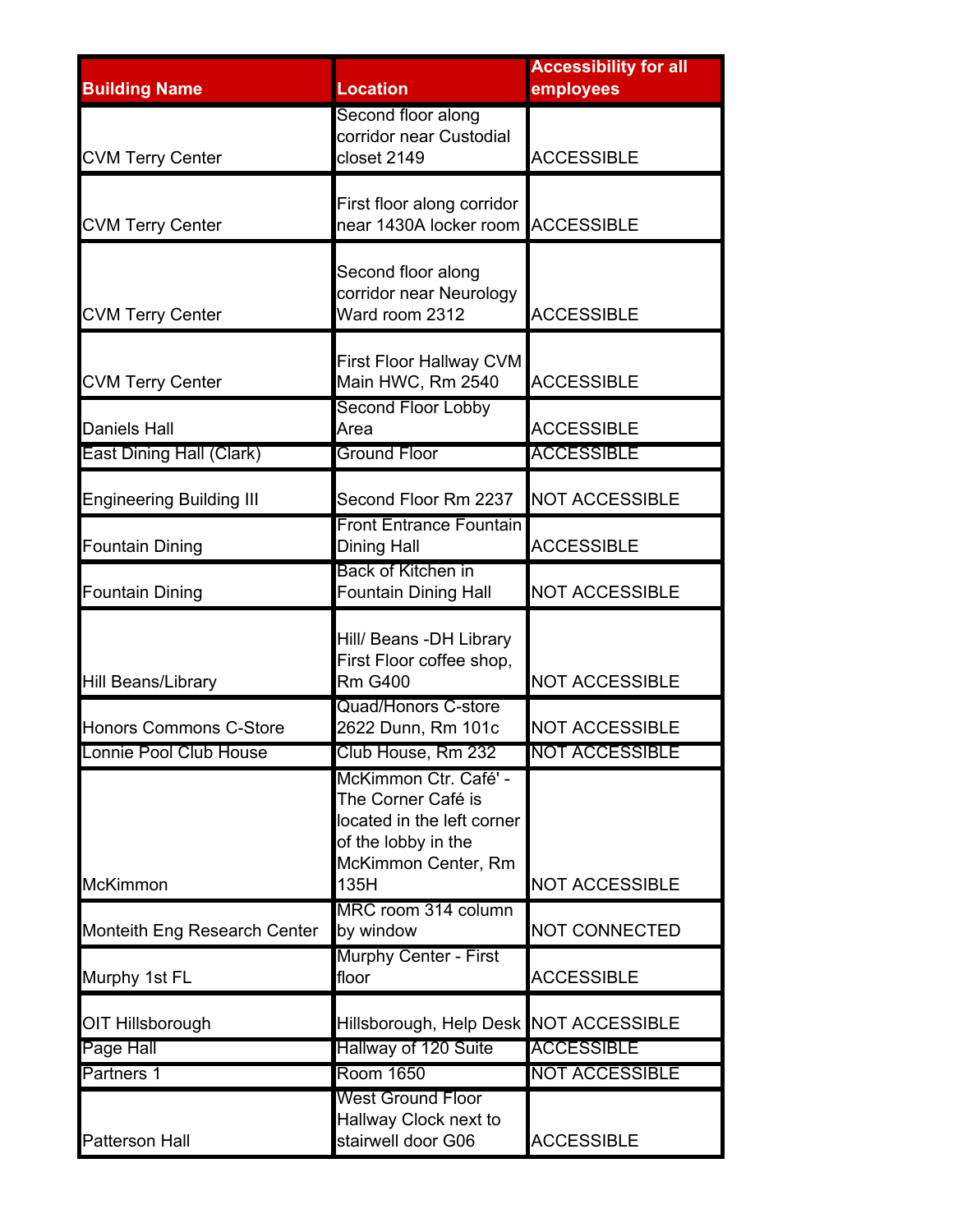| Building Name | Location | Accessibility for all employees |
|---|---|---|
| CVM Terry Center | Second floor along corridor near Custodial closet 2149 | ACCESSIBLE |
| CVM Terry Center | First floor along corridor near 1430A locker room | ACCESSIBLE |
| CVM Terry Center | Second floor along corridor near Neurology Ward room 2312 | ACCESSIBLE |
| CVM Terry Center | First Floor Hallway CVM Main HWC, Rm 2540 | ACCESSIBLE |
| Daniels Hall | Second Floor Lobby Area | ACCESSIBLE |
| East Dining Hall (Clark) | Ground Floor | ACCESSIBLE |
| Engineering Building III | Second Floor Rm 2237 | NOT ACCESSIBLE |
| Fountain Dining | Front Entrance Fountain Dining Hall | ACCESSIBLE |
| Fountain Dining | Back of Kitchen in Fountain Dining Hall | NOT ACCESSIBLE |
| Hill Beans/Library | Hill/ Beans -DH Library First Floor coffee shop, Rm G400 | NOT ACCESSIBLE |
| Honors Commons C-Store | Quad/Honors C-store 2622 Dunn, Rm 101c | NOT ACCESSIBLE |
| Lonnie Pool Club House | Club House, Rm 232 | NOT ACCESSIBLE |
| McKimmon | McKimmon Ctr. Café' - The Corner Café is located in the left corner of the lobby in the McKimmon Center, Rm 135H | NOT ACCESSIBLE |
| Monteith Eng Research Center | MRC room 314 column by window | NOT CONNECTED |
| Murphy 1st FL | Murphy Center - First floor | ACCESSIBLE |
| OIT Hillsborough | Hillsborough, Help Desk | NOT ACCESSIBLE |
| Page Hall | Hallway of 120 Suite | ACCESSIBLE |
| Partners 1 | Room 1650 | NOT ACCESSIBLE |
| Patterson Hall | West Ground Floor Hallway Clock next to stairwell door G06 | ACCESSIBLE |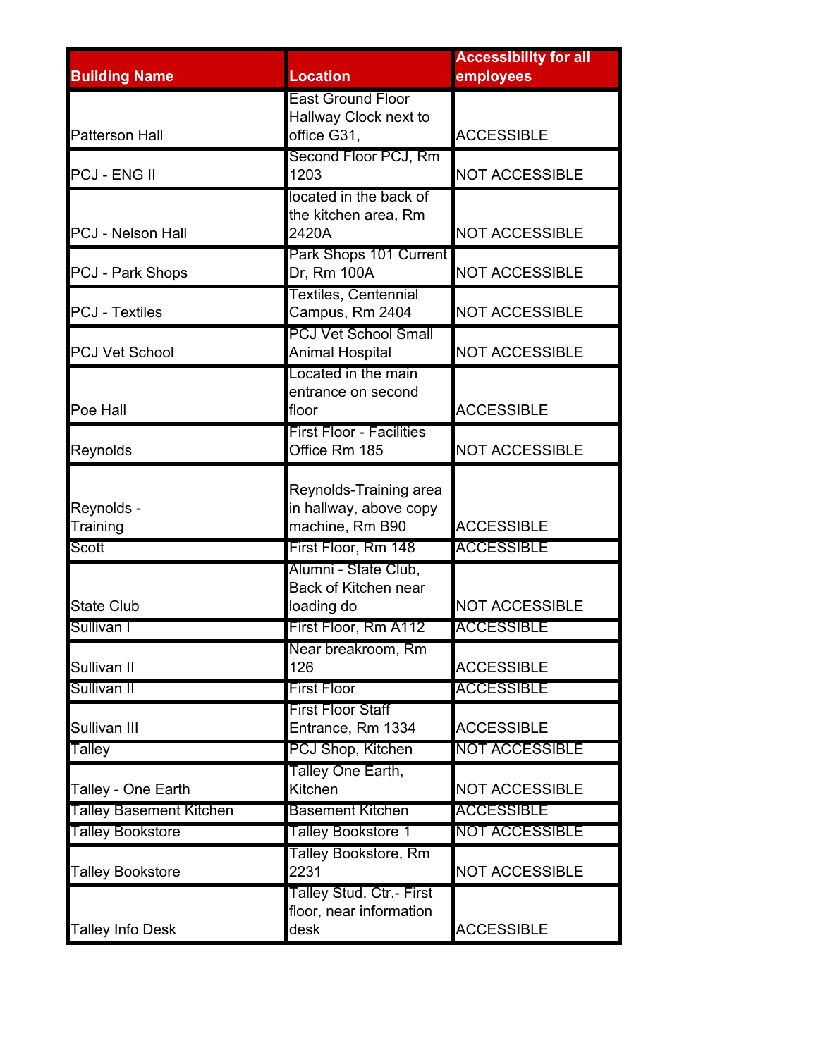| Building Name | Location | Accessibility for all employees |
|---|---|---|
| Patterson Hall | East Ground Floor Hallway Clock next to office G31, | ACCESSIBLE |
| PCJ - ENG II | Second Floor PCJ, Rm 1203 | NOT ACCESSIBLE |
| PCJ - Nelson Hall | located in the back of the kitchen area, Rm 2420A | NOT ACCESSIBLE |
| PCJ - Park Shops | Park Shops 101 Current Dr, Rm 100A | NOT ACCESSIBLE |
| PCJ - Textiles | Textiles, Centennial Campus, Rm 2404 | NOT ACCESSIBLE |
| PCJ Vet School | PCJ Vet School Small Animal Hospital | NOT ACCESSIBLE |
| Poe Hall | Located in the main entrance on second floor | ACCESSIBLE |
| Reynolds | First Floor - Facilities Office Rm 185 | NOT ACCESSIBLE |
| Reynolds - Training | Reynolds-Training area in hallway, above copy machine, Rm B90 | ACCESSIBLE |
| Scott | First Floor, Rm 148 | ACCESSIBLE |
| State Club | Alumni - State Club, Back of Kitchen near loading do | NOT ACCESSIBLE |
| Sullivan I | First Floor, Rm A112 | ACCESSIBLE |
| Sullivan II | Near breakroom, Rm 126 | ACCESSIBLE |
| Sullivan II | First Floor | ACCESSIBLE |
| Sullivan III | First Floor Staff Entrance, Rm 1334 | ACCESSIBLE |
| Talley | PCJ Shop, Kitchen | NOT ACCESSIBLE |
| Talley - One Earth | Talley One Earth, Kitchen | NOT ACCESSIBLE |
| Talley Basement Kitchen | Basement Kitchen | ACCESSIBLE |
| Talley Bookstore | Talley Bookstore 1 | NOT ACCESSIBLE |
| Talley Bookstore | Talley Bookstore, Rm 2231 | NOT ACCESSIBLE |
| Talley Info Desk | Talley Stud. Ctr.- First floor, near information desk | ACCESSIBLE |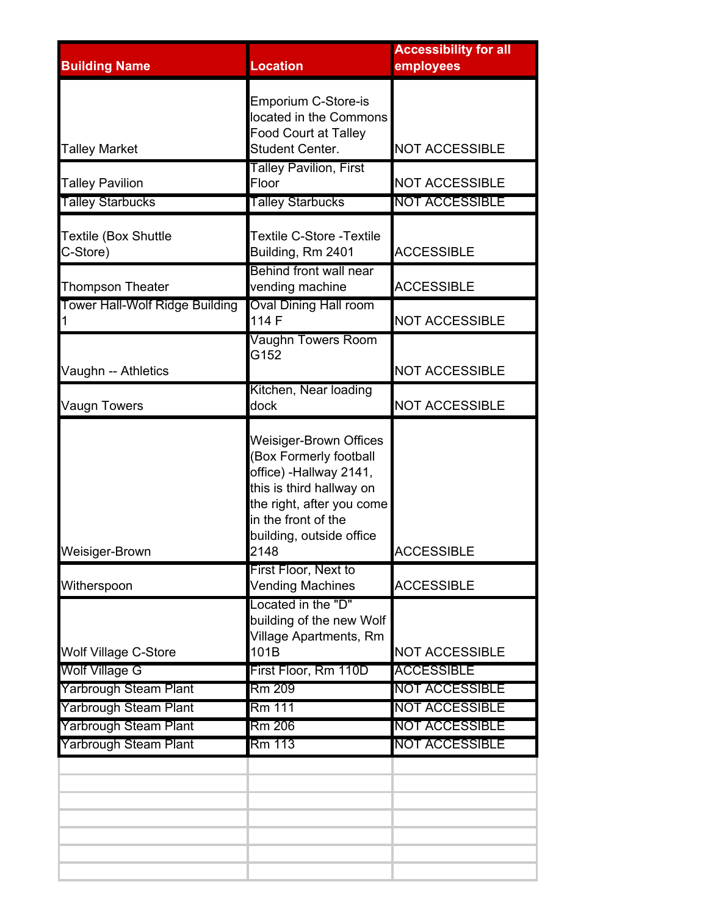| Building Name | Location | Accessibility for all employees |
| --- | --- | --- |
| Talley Market | Emporium C-Store-is located in the Commons Food Court at Talley Student Center. | NOT ACCESSIBLE |
| Talley Pavilion | Talley Pavilion, First Floor | NOT ACCESSIBLE |
| Talley Starbucks | Talley Starbucks | NOT ACCESSIBLE |
| Textile (Box Shuttle C-Store) | Textile C-Store -Textile Building, Rm 2401 | ACCESSIBLE |
| Thompson Theater | Behind front wall near vending machine | ACCESSIBLE |
| Tower Hall-Wolf Ridge Building 1 | Oval Dining Hall room 114 F | NOT ACCESSIBLE |
| Vaughn -- Athletics | Vaughn Towers Room G152 | NOT ACCESSIBLE |
| Vaugn Towers | Kitchen, Near loading dock | NOT ACCESSIBLE |
| Weisiger-Brown | Weisiger-Brown Offices (Box Formerly football office) -Hallway 2141, this is third hallway on the right, after you come in the front of the building, outside office 2148 | ACCESSIBLE |
| Witherspoon | First Floor, Next to Vending Machines | ACCESSIBLE |
| Wolf Village C-Store | Located in the "D" building of the new Wolf Village Apartments, Rm 101B | NOT ACCESSIBLE |
| Wolf Village G | First Floor, Rm 110D | ACCESSIBLE |
| Yarbrough Steam Plant | Rm 209 | NOT ACCESSIBLE |
| Yarbrough Steam Plant | Rm 111 | NOT ACCESSIBLE |
| Yarbrough Steam Plant | Rm 206 | NOT ACCESSIBLE |
| Yarbrough Steam Plant | Rm 113 | NOT ACCESSIBLE |